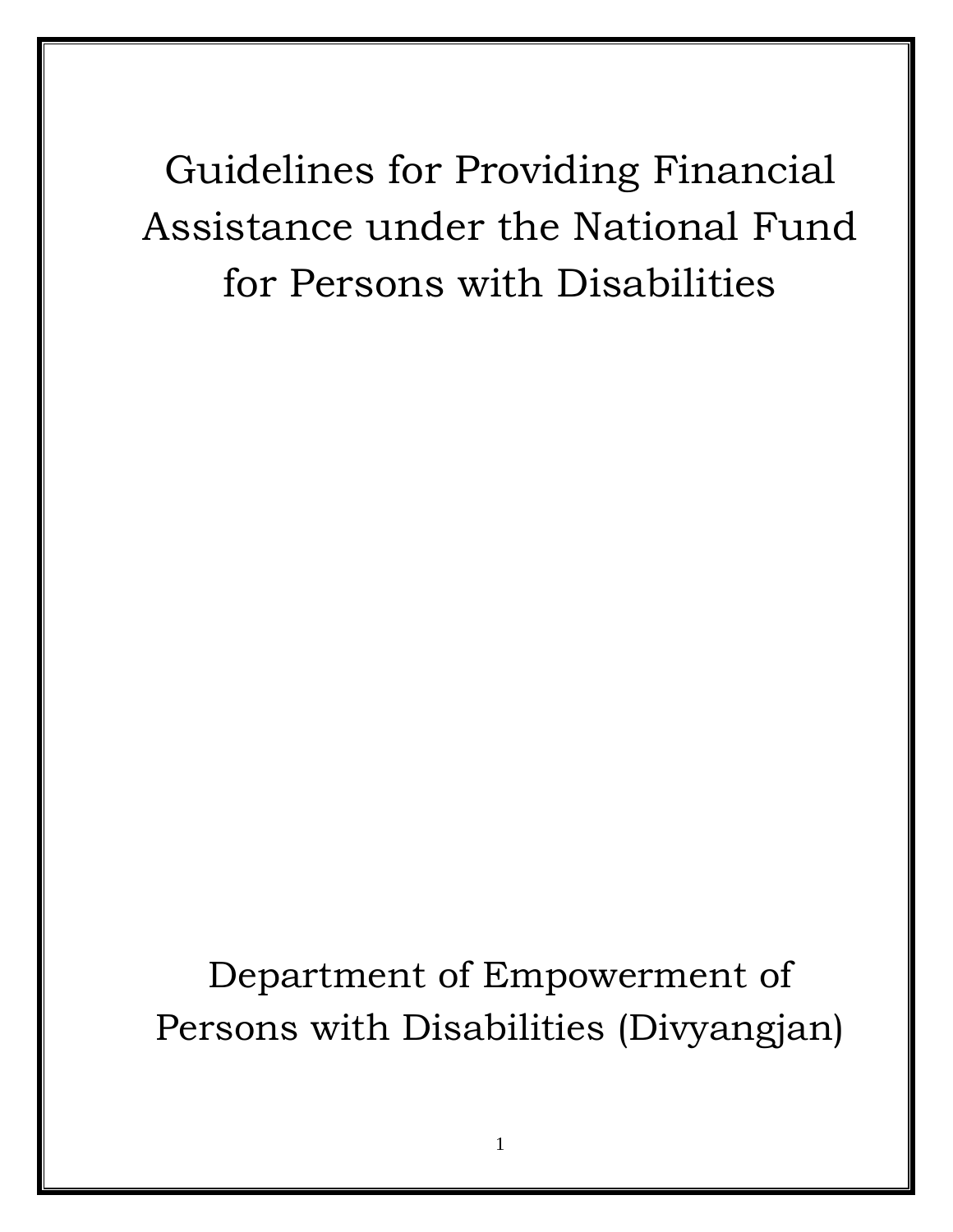# Guidelines for Providing Financial Assistance under the National Fund for Persons with Disabilities

Department of Empowerment of Persons with Disabilities (Divyangjan)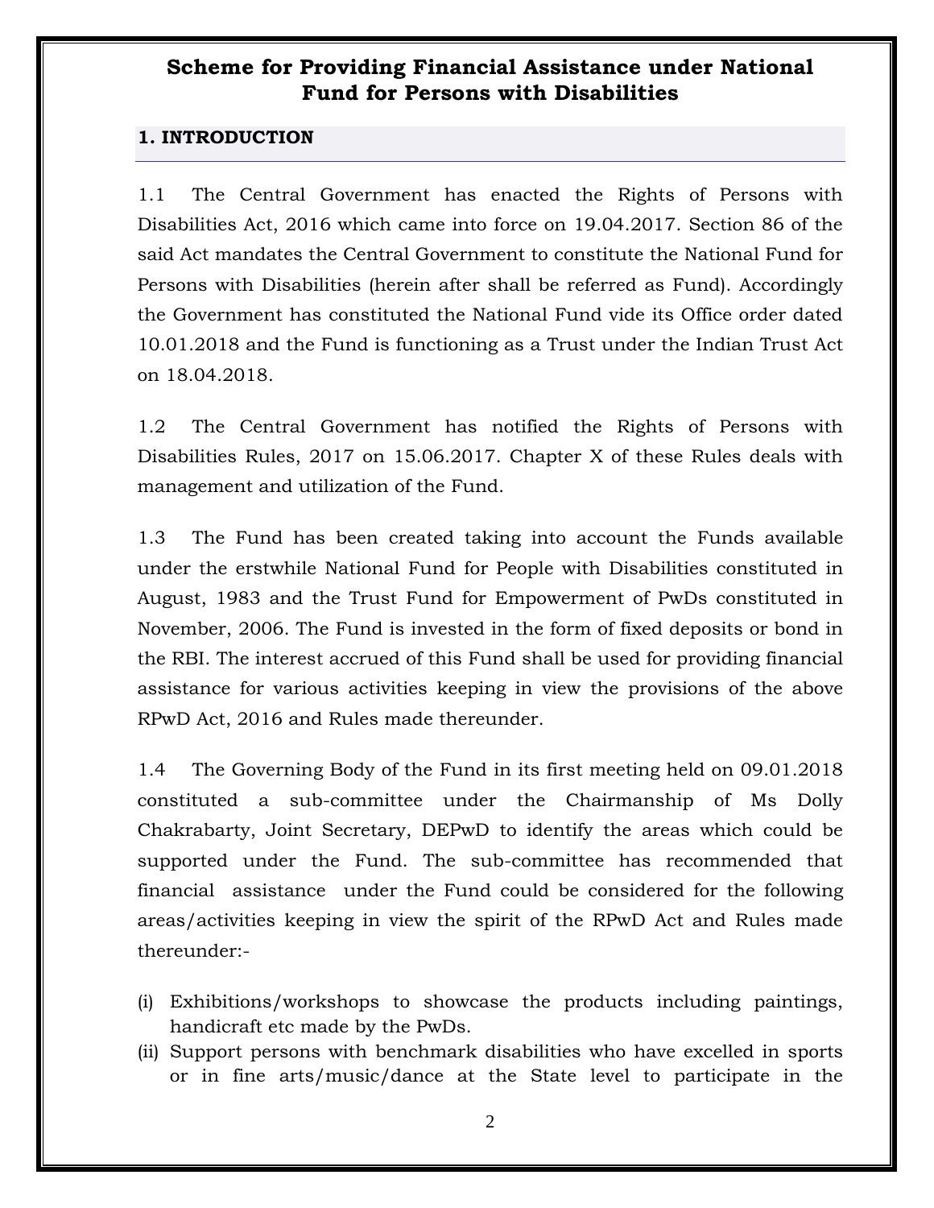# Scheme for Providing Financial Assistance under National Fund for Persons with Disabilities

## 1. INTRODUCTION

1.1 The Central Government has enacted the Rights of Persons with Disabilities Act, 2016 which came into force on 19.04.2017. Section 86 of the said Act mandates the Central Government to constitute the National Fund for Persons with Disabilities (herein after shall be referred as Fund). Accordingly the Government has constituted the National Fund vide its Office order dated 10.01.2018 and the Fund is functioning as a Trust under the Indian Trust Act on 18.04.2018.

1.2 The Central Government has notified the Rights of Persons with Disabilities Rules, 2017 on 15.06.2017. Chapter X of these Rules deals with management and utilization of the Fund.

1.3 The Fund has been created taking into account the Funds available under the erstwhile National Fund for People with Disabilities constituted in August, 1983 and the Trust Fund for Empowerment of PwDs constituted in November, 2006. The Fund is invested in the form of fixed deposits or bond in the RBI. The interest accrued of this Fund shall be used for providing financial assistance for various activities keeping in view the provisions of the above RPwD Act, 2016 and Rules made thereunder.

1.4 The Governing Body of the Fund in its first meeting held on 09.01.2018 constituted a sub-committee under the Chairmanship of Ms Dolly Chakrabarty, Joint Secretary, DEPwD to identify the areas which could be supported under the Fund. The sub-committee has recommended that financial assistance under the Fund could be considered for the following areas/activities keeping in view the spirit of the RPwD Act and Rules made thereunder:-

(i) Exhibitions/workshops to showcase the products including paintings, handicraft etc made by the PwDs.
(ii) Support persons with benchmark disabilities who have excelled in sports or in fine arts/music/dance at the State level to participate in the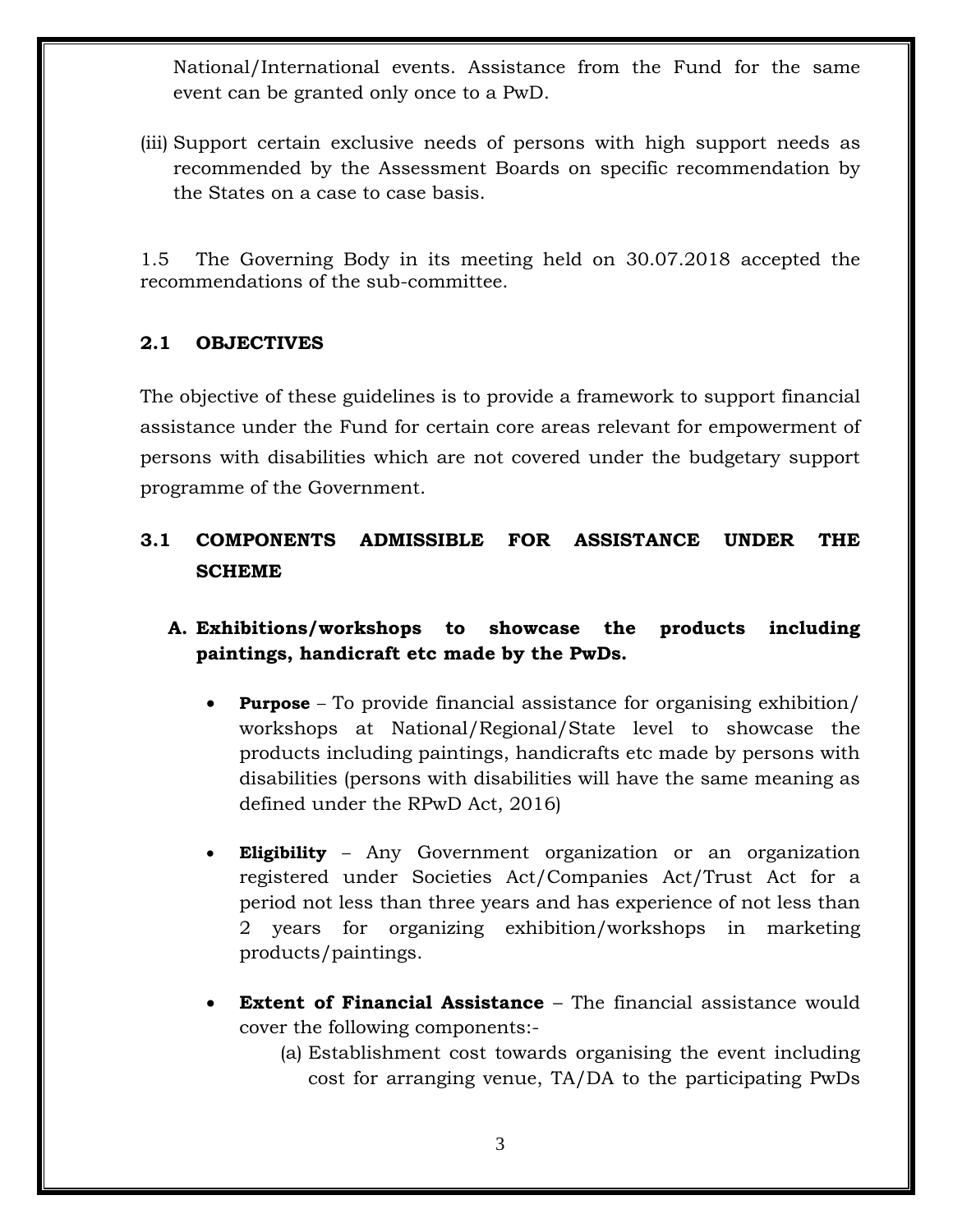National/International events. Assistance from the Fund for the same event can be granted only once to a PwD.

(iii) Support certain exclusive needs of persons with high support needs as recommended by the Assessment Boards on specific recommendation by the States on a case to case basis.

1.5 The Governing Body in its meeting held on 30.07.2018 accepted the recommendations of the sub-committee.

## 2.1 OBJECTIVES

The objective of these guidelines is to provide a framework to support financial assistance under the Fund for certain core areas relevant for empowerment of persons with disabilities which are not covered under the budgetary support programme of the Government.

## 3.1 COMPONENTS ADMISSIBLE FOR ASSISTANCE UNDER THE SCHEME

### A. Exhibitions/workshops to showcase the products including paintings, handicraft etc made by the PwDs.

- **Purpose** – To provide financial assistance for organising exhibition/ workshops at National/Regional/State level to showcase the products including paintings, handicrafts etc made by persons with disabilities (persons with disabilities will have the same meaning as defined under the RPwD Act, 2016)

- **Eligibility** – Any Government organization or an organization registered under Societies Act/Companies Act/Trust Act for a period not less than three years and has experience of not less than 2 years for organizing exhibition/workshops in marketing products/paintings.

- **Extent of Financial Assistance** – The financial assistance would cover the following components:-
  - (a) Establishment cost towards organising the event including cost for arranging venue, TA/DA to the participating PwDs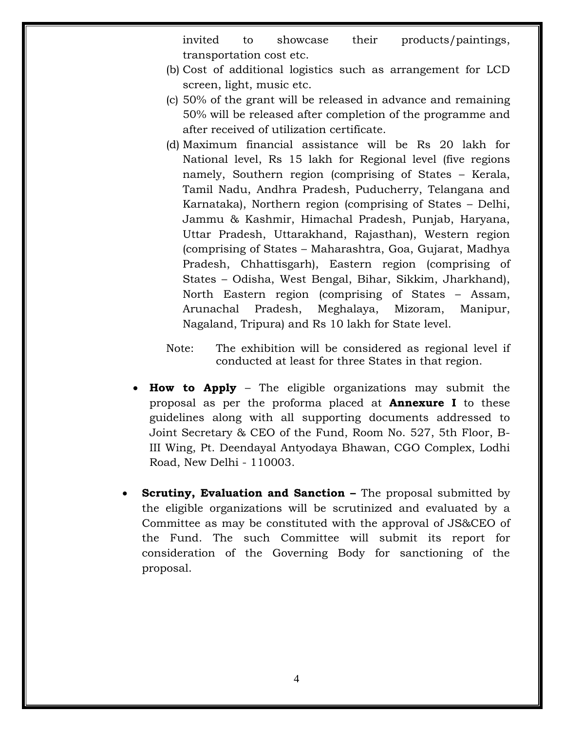invited to showcase their products/paintings, transportation cost etc.

(b) Cost of additional logistics such as arrangement for LCD screen, light, music etc.

(c) 50% of the grant will be released in advance and remaining 50% will be released after completion of the programme and after received of utilization certificate.

(d) Maximum financial assistance will be Rs 20 lakh for National level, Rs 15 lakh for Regional level (five regions namely, Southern region (comprising of States – Kerala, Tamil Nadu, Andhra Pradesh, Puducherry, Telangana and Karnataka), Northern region (comprising of States – Delhi, Jammu & Kashmir, Himachal Pradesh, Punjab, Haryana, Uttar Pradesh, Uttarakhand, Rajasthan), Western region (comprising of States – Maharashtra, Goa, Gujarat, Madhya Pradesh, Chhattisgarh), Eastern region (comprising of States – Odisha, West Bengal, Bihar, Sikkim, Jharkhand), North Eastern region (comprising of States – Assam, Arunachal Pradesh, Meghalaya, Mizoram, Manipur, Nagaland, Tripura) and Rs 10 lakh for State level.

Note: The exhibition will be considered as regional level if conducted at least for three States in that region.

- **How to Apply** – The eligible organizations may submit the proposal as per the proforma placed at **Annexure I** to these guidelines along with all supporting documents addressed to Joint Secretary & CEO of the Fund, Room No. 527, 5th Floor, B-III Wing, Pt. Deendayal Antyodaya Bhawan, CGO Complex, Lodhi Road, New Delhi - 110003.

- **Scrutiny, Evaluation and Sanction –** The proposal submitted by the eligible organizations will be scrutinized and evaluated by a Committee as may be constituted with the approval of JS&CEO of the Fund. The such Committee will submit its report for consideration of the Governing Body for sanctioning of the proposal.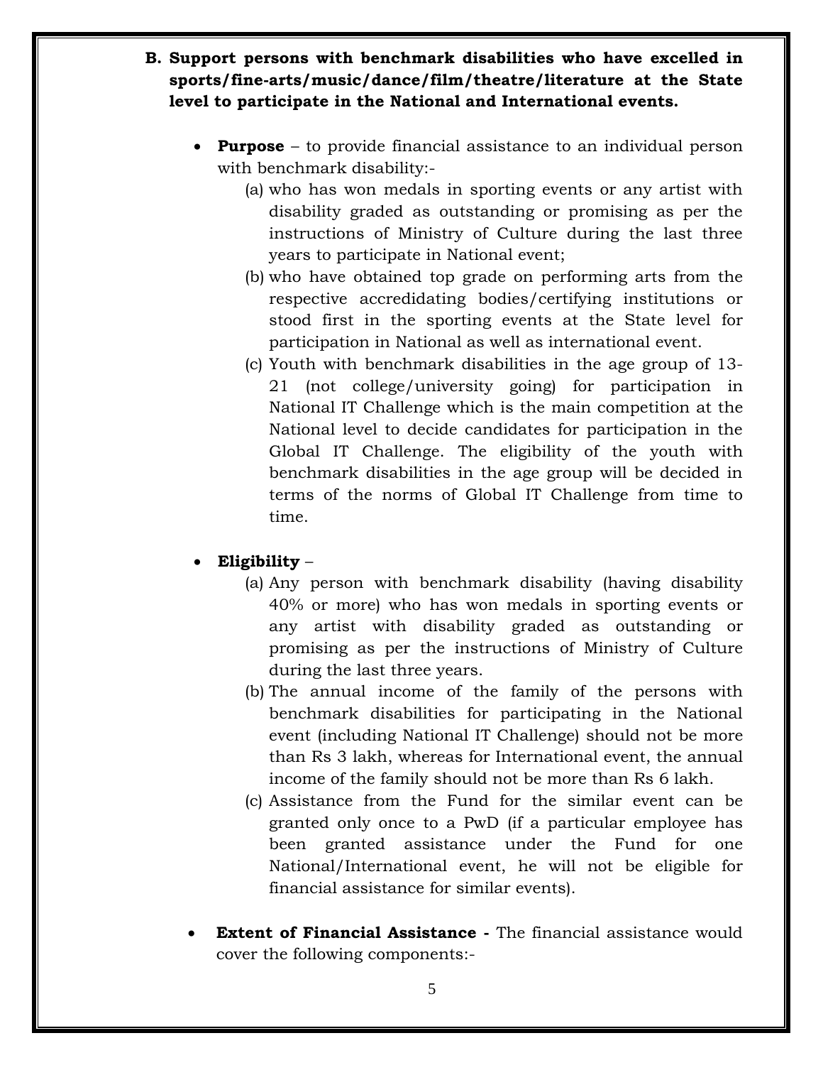**B. Support persons with benchmark disabilities who have excelled in sports/fine-arts/music/dance/film/theatre/literature at the State level to participate in the National and International events.**

- **Purpose** – to provide financial assistance to an individual person with benchmark disability:-
  - (a) who has won medals in sporting events or any artist with disability graded as outstanding or promising as per the instructions of Ministry of Culture during the last three years to participate in National event;
  - (b) who have obtained top grade on performing arts from the respective accredidating bodies/certifying institutions or stood first in the sporting events at the State level for participation in National as well as international event.
  - (c) Youth with benchmark disabilities in the age group of 13-21 (not college/university going) for participation in National IT Challenge which is the main competition at the National level to decide candidates for participation in the Global IT Challenge. The eligibility of the youth with benchmark disabilities in the age group will be decided in terms of the norms of Global IT Challenge from time to time.

- **Eligibility** –
  - (a) Any person with benchmark disability (having disability 40% or more) who has won medals in sporting events or any artist with disability graded as outstanding or promising as per the instructions of Ministry of Culture during the last three years.
  - (b) The annual income of the family of the persons with benchmark disabilities for participating in the National event (including National IT Challenge) should not be more than Rs 3 lakh, whereas for International event, the annual income of the family should not be more than Rs 6 lakh.
  - (c) Assistance from the Fund for the similar event can be granted only once to a PwD (if a particular employee has been granted assistance under the Fund for one National/International event, he will not be eligible for financial assistance for similar events).

- **Extent of Financial Assistance -** The financial assistance would cover the following components:-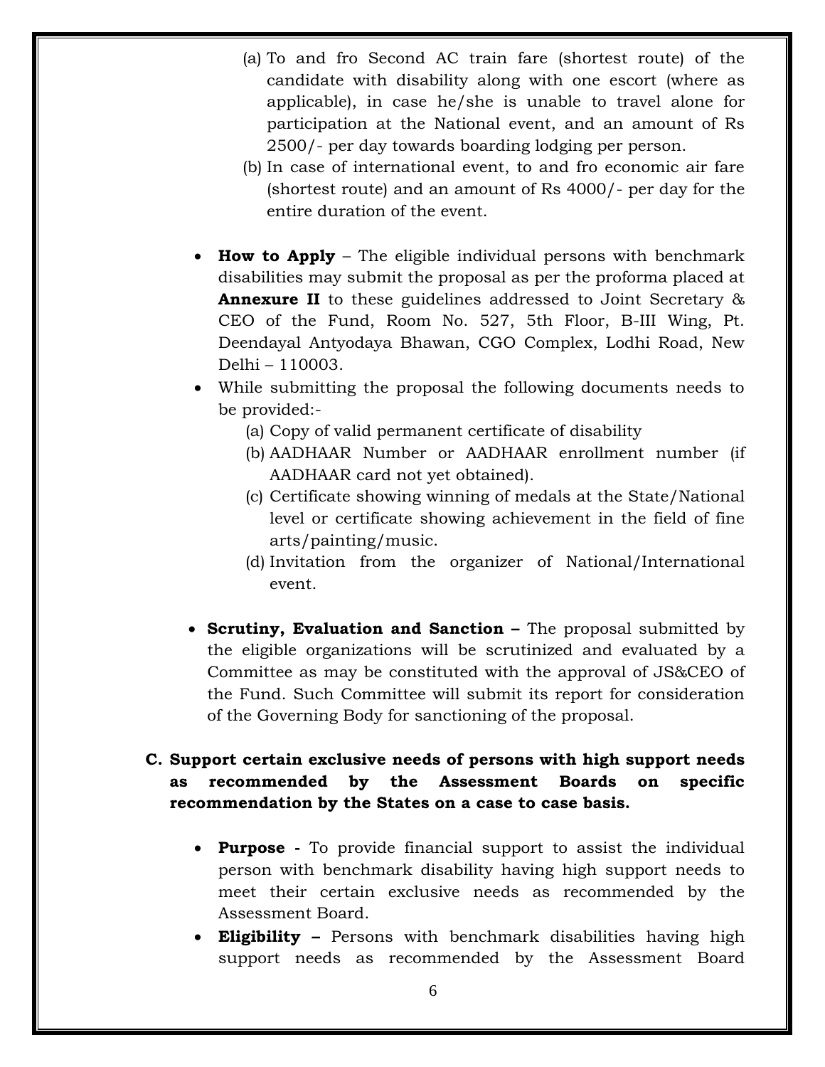(a) To and fro Second AC train fare (shortest route) of the candidate with disability along with one escort (where as applicable), in case he/she is unable to travel alone for participation at the National event, and an amount of Rs 2500/- per day towards boarding lodging per person.

(b) In case of international event, to and fro economic air fare (shortest route) and an amount of Rs 4000/- per day for the entire duration of the event.

- **How to Apply** – The eligible individual persons with benchmark disabilities may submit the proposal as per the proforma placed at **Annexure II** to these guidelines addressed to Joint Secretary & CEO of the Fund, Room No. 527, 5th Floor, B-III Wing, Pt. Deendayal Antyodaya Bhawan, CGO Complex, Lodhi Road, New Delhi – 110003.
- While submitting the proposal the following documents needs to be provided:-
    - (a) Copy of valid permanent certificate of disability
    - (b) AADHAAR Number or AADHAAR enrollment number (if AADHAAR card not yet obtained).
    - (c) Certificate showing winning of medals at the State/National level or certificate showing achievement in the field of fine arts/painting/music.
    - (d) Invitation from the organizer of National/International event.

- **Scrutiny, Evaluation and Sanction –** The proposal submitted by the eligible organizations will be scrutinized and evaluated by a Committee as may be constituted with the approval of JS&CEO of the Fund. Such Committee will submit its report for consideration of the Governing Body for sanctioning of the proposal.

**C. Support certain exclusive needs of persons with high support needs as recommended by the Assessment Boards on specific recommendation by the States on a case to case basis.**

- **Purpose -** To provide financial support to assist the individual person with benchmark disability having high support needs to meet their certain exclusive needs as recommended by the Assessment Board.
- **Eligibility –** Persons with benchmark disabilities having high support needs as recommended by the Assessment Board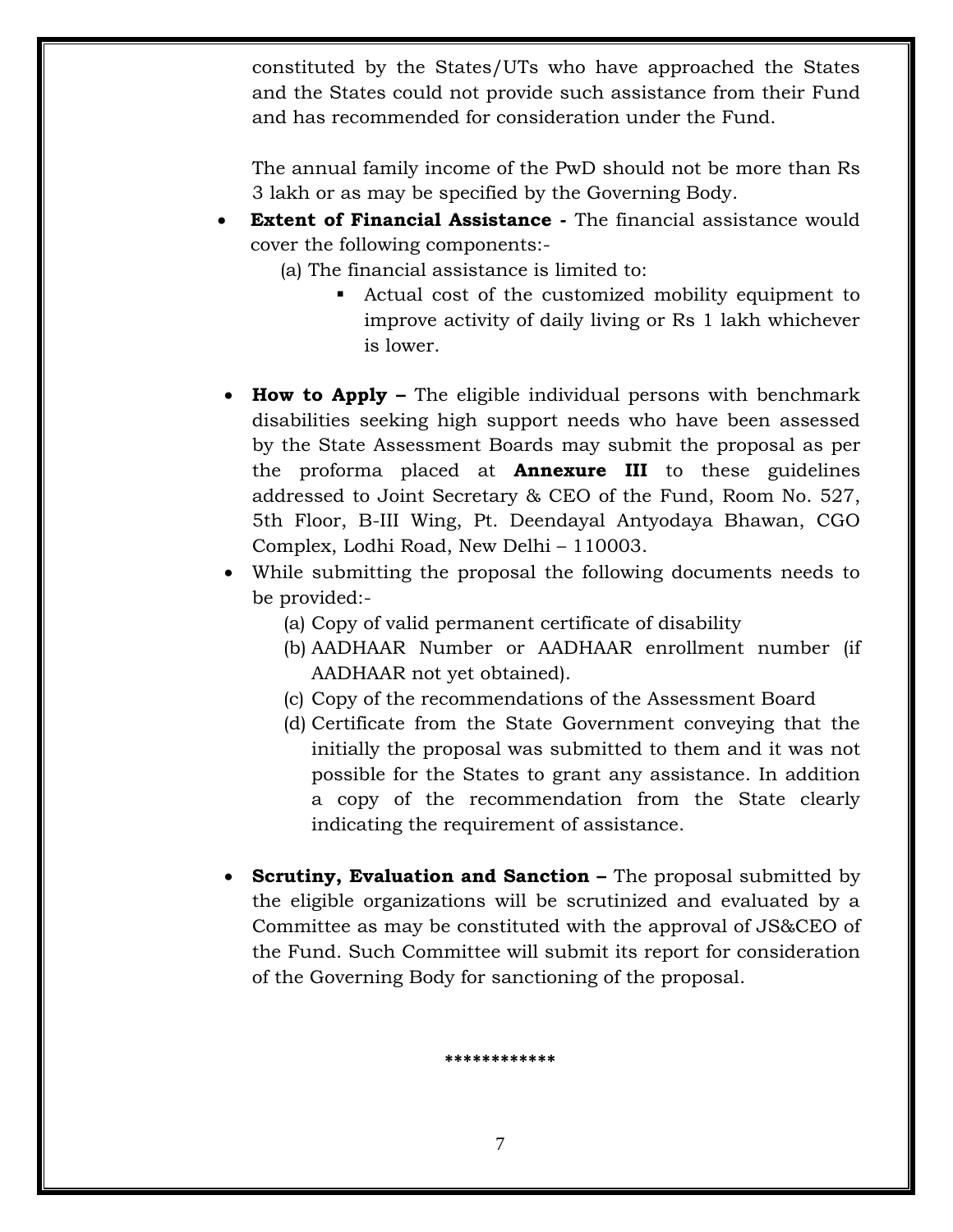constituted by the States/UTs who have approached the States and the States could not provide such assistance from their Fund and has recommended for consideration under the Fund.

The annual family income of the PwD should not be more than Rs 3 lakh or as may be specified by the Governing Body.

- **Extent of Financial Assistance -** The financial assistance would cover the following components:-
  - (a) The financial assistance is limited to:
    - Actual cost of the customized mobility equipment to improve activity of daily living or Rs 1 lakh whichever is lower.

- **How to Apply –** The eligible individual persons with benchmark disabilities seeking high support needs who have been assessed by the State Assessment Boards may submit the proposal as per the proforma placed at **Annexure III** to these guidelines addressed to Joint Secretary & CEO of the Fund, Room No. 527, 5th Floor, B-III Wing, Pt. Deendayal Antyodaya Bhawan, CGO Complex, Lodhi Road, New Delhi – 110003.
- While submitting the proposal the following documents needs to be provided:-
  - (a) Copy of valid permanent certificate of disability
  - (b) AADHAAR Number or AADHAAR enrollment number (if AADHAAR not yet obtained).
  - (c) Copy of the recommendations of the Assessment Board
  - (d) Certificate from the State Government conveying that the initially the proposal was submitted to them and it was not possible for the States to grant any assistance. In addition a copy of the recommendation from the State clearly indicating the requirement of assistance.

- **Scrutiny, Evaluation and Sanction –** The proposal submitted by the eligible organizations will be scrutinized and evaluated by a Committee as may be constituted with the approval of JS&CEO of the Fund. Such Committee will submit its report for consideration of the Governing Body for sanctioning of the proposal.

************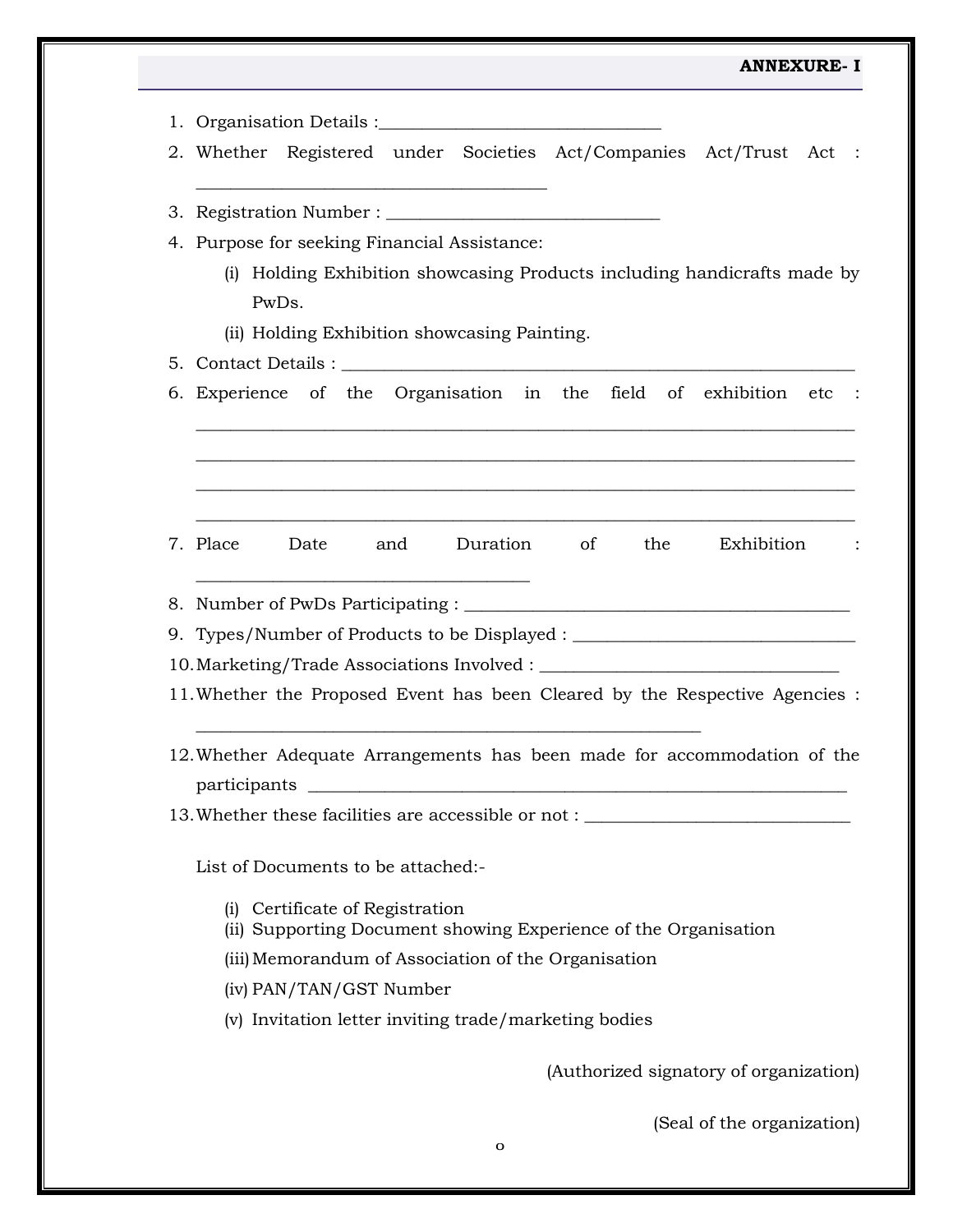**ANNEXURE- I**

1. Organisation Details :________________________________
2. Whether Registered under Societies Act/Companies Act/Trust Act : ________________________________________
3. Registration Number : _______________________________
4. Purpose for seeking Financial Assistance:
   - (i) Holding Exhibition showcasing Products including handicrafts made by PwDs.
   - (ii) Holding Exhibition showcasing Painting.
5. Contact Details : ___________________________________________________________
6. Experience of the Organisation in the field of exhibition etc : ___________________________________________________________________________
___________________________________________________________________________
___________________________________________________________________________
___________________________________________________________________________
7. Place Date and Duration of the Exhibition : ______________________________________
8. Number of PwDs Participating : ____________________________________________
9. Types/Number of Products to be Displayed : ________________________________
10. Marketing/Trade Associations Involved : __________________________________
11. Whether the Proposed Event has been Cleared by the Respective Agencies : __________________________________________________________
12. Whether Adequate Arrangements has been made for accommodation of the participants ______________________________________________________________
13. Whether these facilities are accessible or not : ______________________________

List of Documents to be attached:-

- (i) Certificate of Registration
- (ii) Supporting Document showing Experience of the Organisation
- (iii) Memorandum of Association of the Organisation
- (iv) PAN/TAN/GST Number
- (v) Invitation letter inviting trade/marketing bodies

(Authorized signatory of organization)

(Seal of the organization)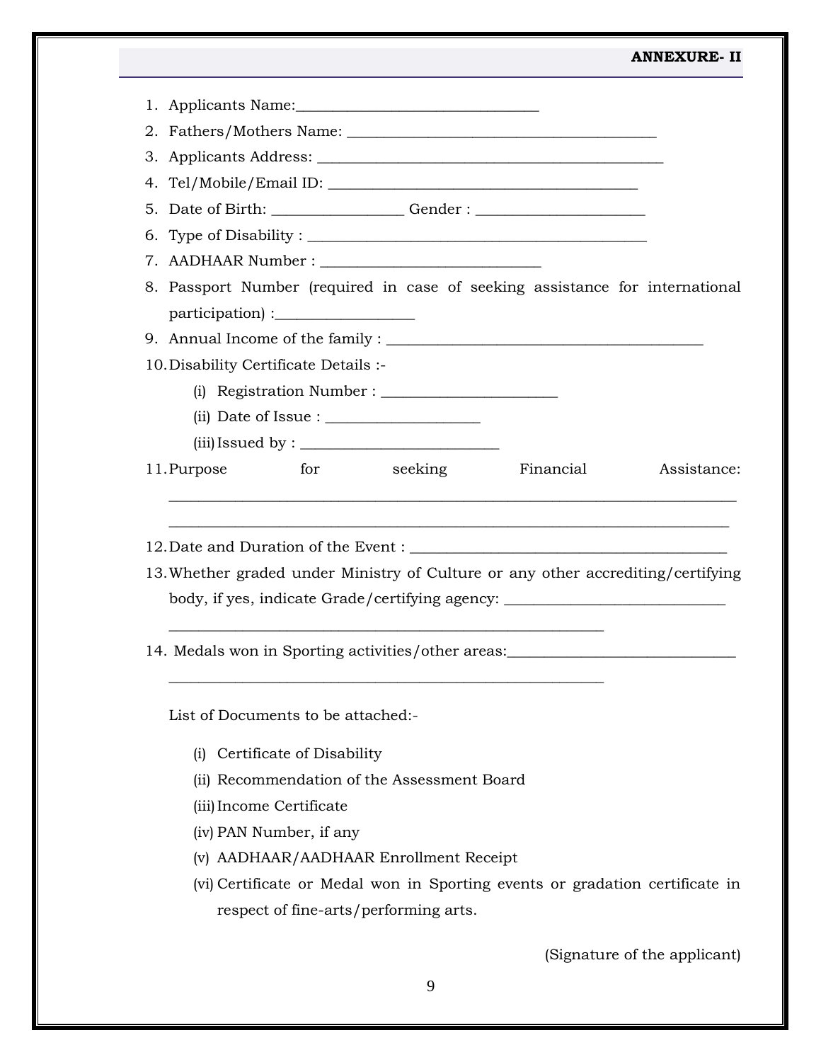**ANNEXURE- II**

1. Applicants Name:_______________________________
2. Fathers/Mothers Name: _______________________________________
3. Applicants Address: _____________________________________________
4. Tel/Mobile/Email ID: _______________________________________
5. Date of Birth: _________________ Gender : ______________________
6. Type of Disability : ____________________________________________
7. AADHAAR Number : ____________________________
8. Passport Number (required in case of seeking assistance for international participation) :_________________
9. Annual Income of the family : ________________________________________
10. Disability Certificate Details :-
    (i) Registration Number : ______________________
    (ii) Date of Issue : ___________________
    (iii) Issued by : _________________________
11. Purpose for seeking Financial Assistance: ________________________________________________________________________
    ________________________________________________________________________
12. Date and Duration of the Event : ________________________________________
13. Whether graded under Ministry of Culture or any other accrediting/certifying body, if yes, indicate Grade/certifying agency: ____________________________
    ________________________________________________________
14. Medals won in Sporting activities/other areas:_____________________________
    ________________________________________________________

List of Documents to be attached:-

(i) Certificate of Disability
(ii) Recommendation of the Assessment Board
(iii) Income Certificate
(iv) PAN Number, if any
(v) AADHAAR/AADHAAR Enrollment Receipt
(vi) Certificate or Medal won in Sporting events or gradation certificate in respect of fine-arts/performing arts.

(Signature of the applicant)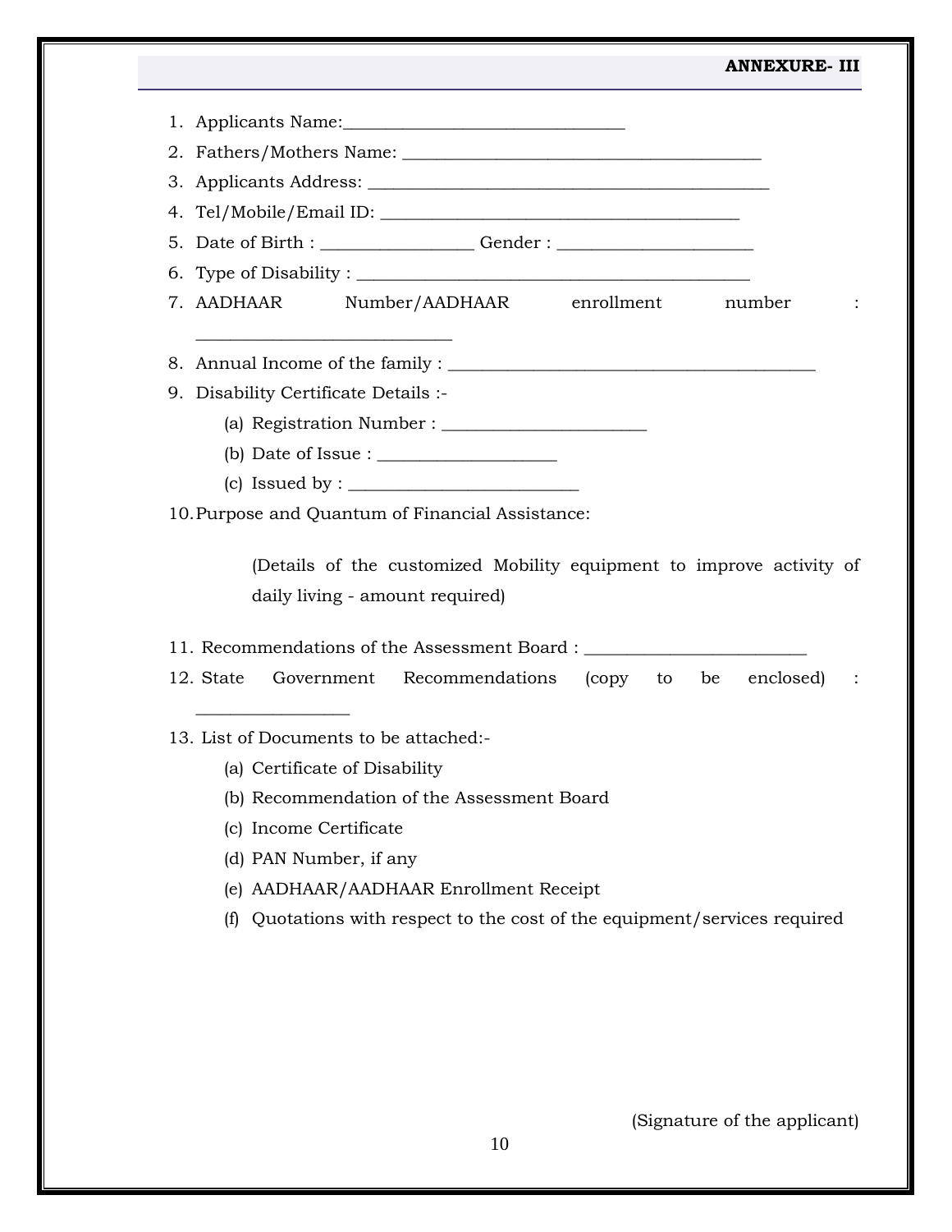**ANNEXURE- III**

1. Applicants Name:________________________________
2. Fathers/Mothers Name: ________________________________________
3. Applicants Address: _____________________________________________
4. Tel/Mobile/Email ID: ________________________________________
5. Date of Birth : _________________ Gender : ______________________
6. Type of Disability : _____________________________________________
7. AADHAAR Number/AADHAAR enrollment number : _____________________________
8. Annual Income of the family : _________________________________________
9. Disability Certificate Details :-
   (a) Registration Number : _______________________
   (b) Date of Issue : ____________________
   (c) Issued by : __________________________
10. Purpose and Quantum of Financial Assistance:

    (Details of the customized Mobility equipment to improve activity of daily living - amount required)

11. Recommendations of the Assessment Board : _________________________
12. State Government Recommendations (copy to be enclosed) : _________________
13. List of Documents to be attached:-
    (a) Certificate of Disability
    (b) Recommendation of the Assessment Board
    (c) Income Certificate
    (d) PAN Number, if any
    (e) AADHAAR/AADHAAR Enrollment Receipt
    (f) Quotations with respect to the cost of the equipment/services required

(Signature of the applicant)